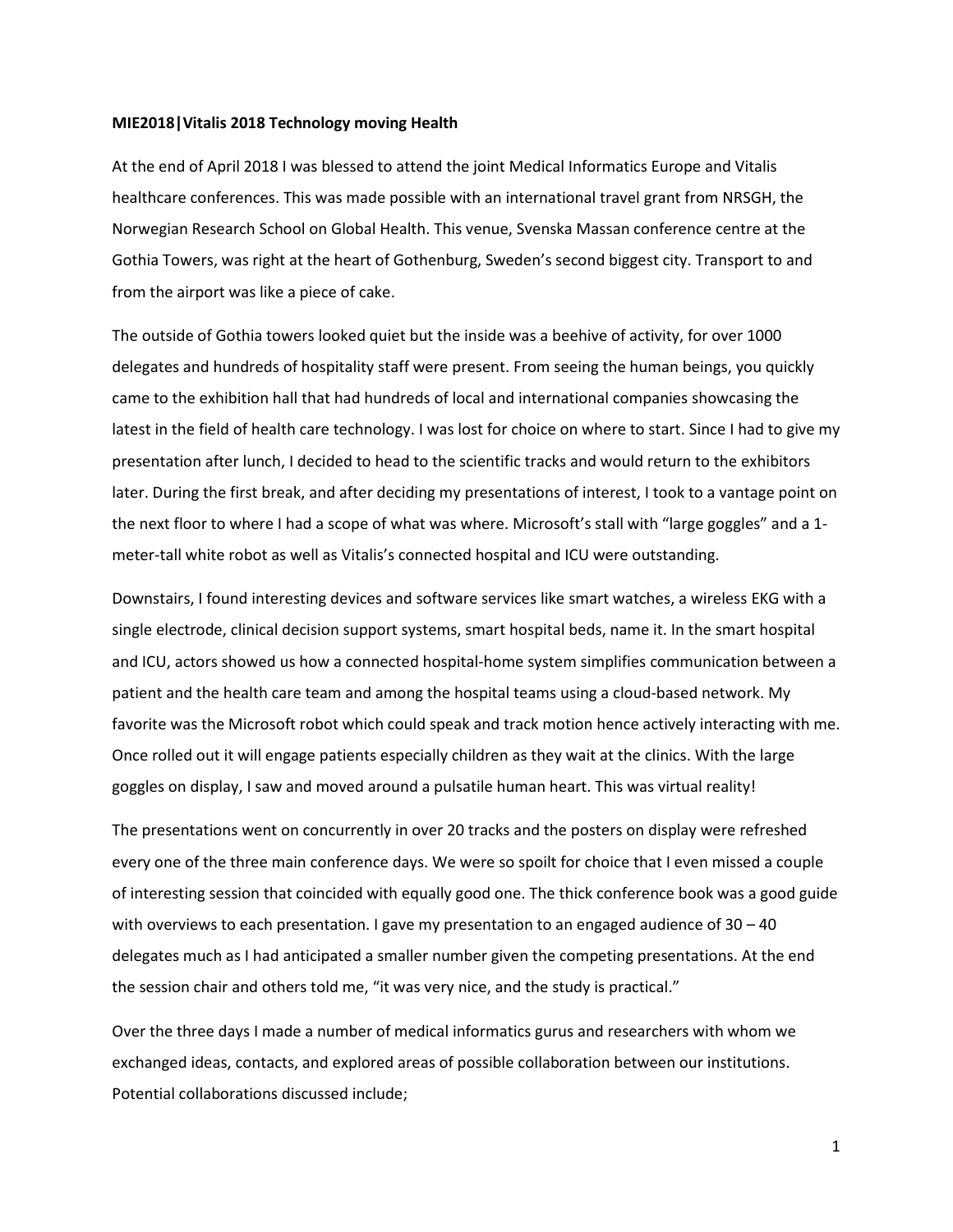**MIE2018|Vitalis 2018 Technology moving Health**

At the end of April 2018 I was blessed to attend the joint Medical Informatics Europe and Vitalis healthcare conferences. This was made possible with an international travel grant from NRSGH, the Norwegian Research School on Global Health. This venue, Svenska Massan conference centre at the Gothia Towers, was right at the heart of Gothenburg, Sweden's second biggest city. Transport to and from the airport was like a piece of cake.

The outside of Gothia towers looked quiet but the inside was a beehive of activity, for over 1000 delegates and hundreds of hospitality staff were present. From seeing the human beings, you quickly came to the exhibition hall that had hundreds of local and international companies showcasing the latest in the field of health care technology. I was lost for choice on where to start. Since I had to give my presentation after lunch, I decided to head to the scientific tracks and would return to the exhibitors later. During the first break, and after deciding my presentations of interest, I took to a vantage point on the next floor to where I had a scope of what was where. Microsoft's stall with "large goggles" and a 1-meter-tall white robot as well as Vitalis's connected hospital and ICU were outstanding.

Downstairs, I found interesting devices and software services like smart watches, a wireless EKG with a single electrode, clinical decision support systems, smart hospital beds, name it. In the smart hospital and ICU, actors showed us how a connected hospital-home system simplifies communication between a patient and the health care team and among the hospital teams using a cloud-based network. My favorite was the Microsoft robot which could speak and track motion hence actively interacting with me. Once rolled out it will engage patients especially children as they wait at the clinics. With the large goggles on display, I saw and moved around a pulsatile human heart. This was virtual reality!

The presentations went on concurrently in over 20 tracks and the posters on display were refreshed every one of the three main conference days. We were so spoilt for choice that I even missed a couple of interesting session that coincided with equally good one. The thick conference book was a good guide with overviews to each presentation. I gave my presentation to an engaged audience of 30 – 40 delegates much as I had anticipated a smaller number given the competing presentations. At the end the session chair and others told me, "it was very nice, and the study is practical."

Over the three days I made a number of medical informatics gurus and researchers with whom we exchanged ideas, contacts, and explored areas of possible collaboration between our institutions. Potential collaborations discussed include;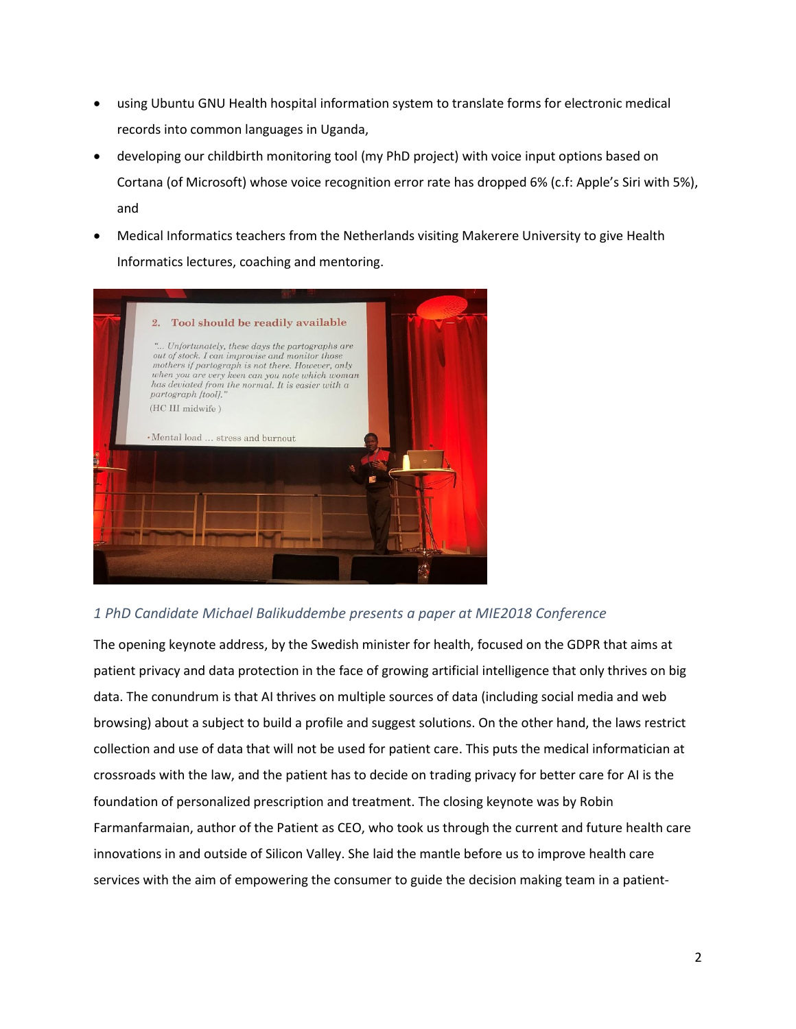- using Ubuntu GNU Health hospital information system to translate forms for electronic medical records into common languages in Uganda,
- developing our childbirth monitoring tool (my PhD project) with voice input options based on Cortana (of Microsoft) whose voice recognition error rate has dropped 6% (c.f: Apple's Siri with 5%), and
- Medical Informatics teachers from the Netherlands visiting Makerere University to give Health Informatics lectures, coaching and mentoring.

*1 PhD Candidate Michael Balikuddembe presents a paper at MIE2018 Conference*

The opening keynote address, by the Swedish minister for health, focused on the GDPR that aims at patient privacy and data protection in the face of growing artificial intelligence that only thrives on big data. The conundrum is that AI thrives on multiple sources of data (including social media and web browsing) about a subject to build a profile and suggest solutions. On the other hand, the laws restrict collection and use of data that will not be used for patient care. This puts the medical informatician at crossroads with the law, and the patient has to decide on trading privacy for better care for AI is the foundation of personalized prescription and treatment. The closing keynote was by Robin Farmanfarmaian, author of the Patient as CEO, who took us through the current and future health care innovations in and outside of Silicon Valley. She laid the mantle before us to improve health care services with the aim of empowering the consumer to guide the decision making team in a patient-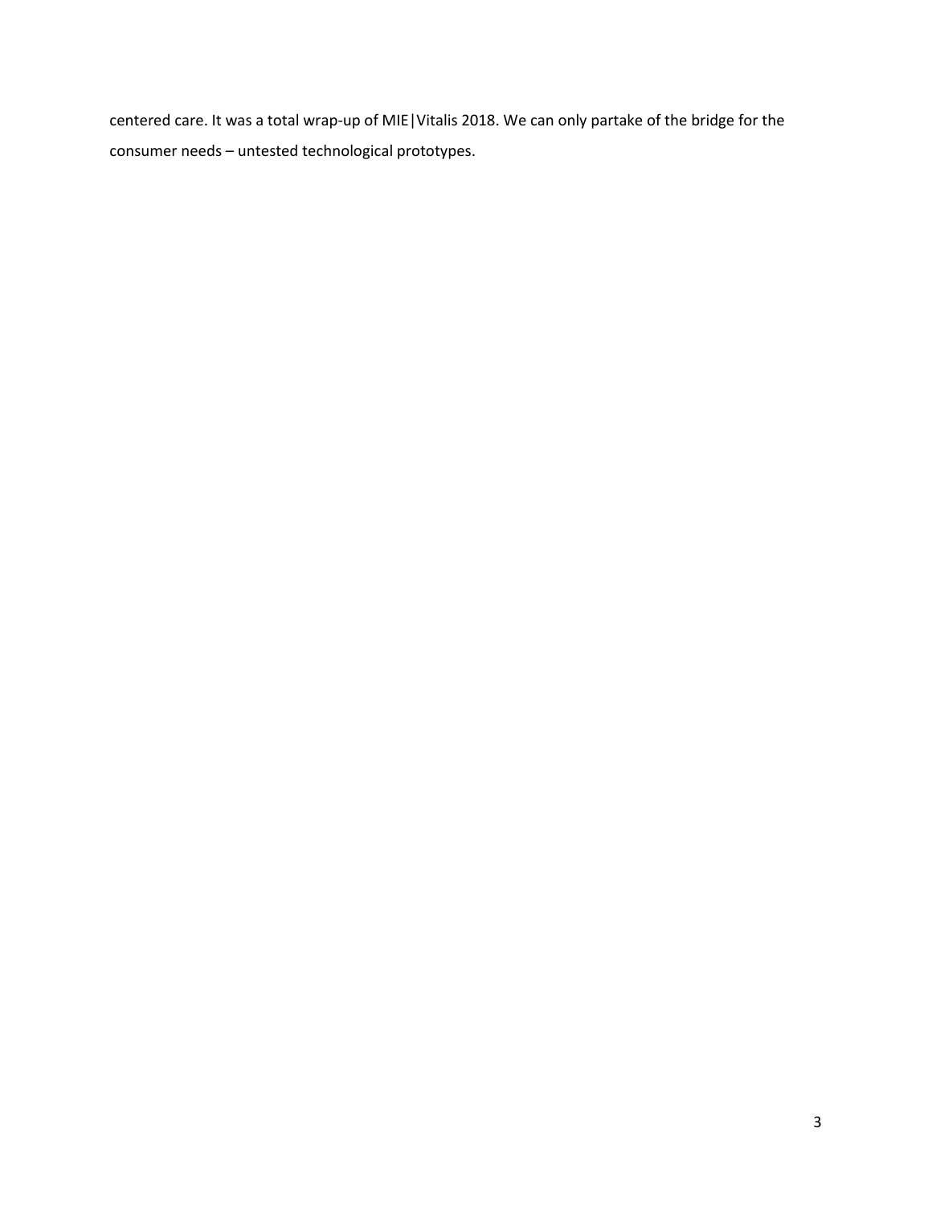centered care. It was a total wrap-up of MIE|Vitalis 2018. We can only partake of the bridge for the consumer needs – untested technological prototypes.